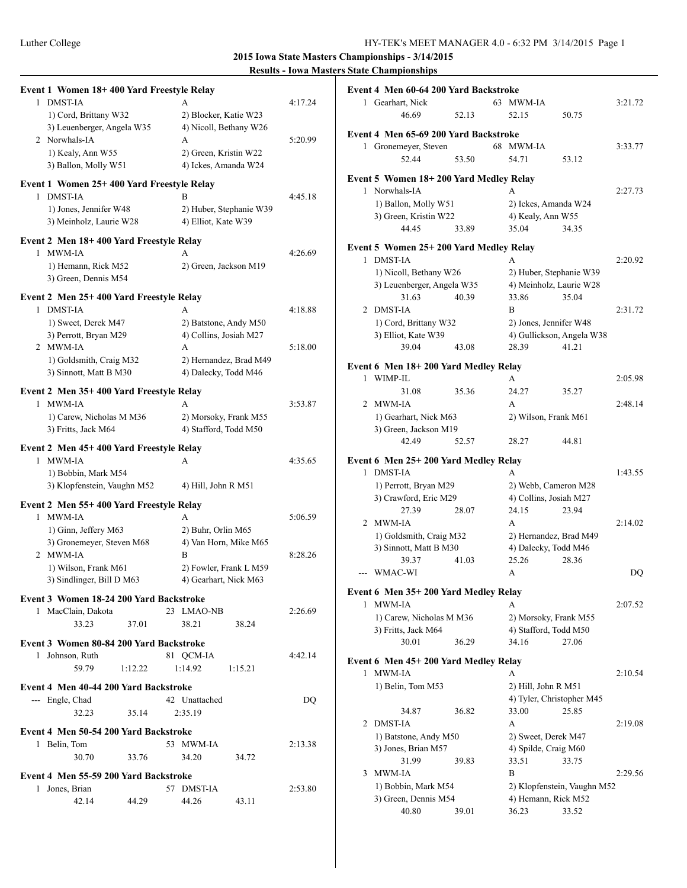## 2015 Iowa State Masters Championships - 3/14/2015

### Results - Iowa Masters State Championships

**Event 1 Women 18+ 400 Yard Freestyle Relay**

1 DMST-IA A 4:17.24
1) Cord, Brittany W32 2) Blocker, Katie W23
3) Leuenberger, Angela W35 4) Nicoll, Bethany W26

2 Norwhals-IA A 5:20.99
1) Kealy, Ann W55 2) Green, Kristin W22
3) Ballon, Molly W51 4) Ickes, Amanda W24

**Event 1 Women 25+ 400 Yard Freestyle Relay**

1 DMST-IA B 4:45.18
1) Jones, Jennifer W48 2) Huber, Stephanie W39
3) Meinholz, Laurie W28 4) Elliot, Kate W39

**Event 2 Men 18+ 400 Yard Freestyle Relay**

1 MWM-IA A 4:26.69
1) Hemann, Rick M52 2) Green, Jackson M19
3) Green, Dennis M54

**Event 2 Men 25+ 400 Yard Freestyle Relay**

1 DMST-IA A 4:18.88
1) Sweet, Derek M47 2) Batstone, Andy M50
3) Perrott, Bryan M29 4) Collins, Josiah M27

2 MWM-IA A 5:18.00
1) Goldsmith, Craig M32 2) Hernandez, Brad M49
3) Sinnott, Matt B M30 4) Dalecky, Todd M46

**Event 2 Men 35+ 400 Yard Freestyle Relay**

1 MWM-IA A 3:53.87
1) Carew, Nicholas M M36 2) Morsoky, Frank M55
3) Fritts, Jack M64 4) Stafford, Todd M50

**Event 2 Men 45+ 400 Yard Freestyle Relay**

1 MWM-IA A 4:35.65
1) Bobbin, Mark M54
3) Klopfenstein, Vaughn M52 4) Hill, John R M51

**Event 2 Men 55+ 400 Yard Freestyle Relay**

1 MWM-IA A 5:06.59
1) Ginn, Jeffery M63 2) Buhr, Orlin M65
3) Gronemeyer, Steven M68 4) Van Horn, Mike M65

2 MWM-IA B 8:28.26
1) Wilson, Frank M61 2) Fowler, Frank L M59
3) Sindlinger, Bill D M63 4) Gearhart, Nick M63

**Event 3 Women 18-24 200 Yard Backstroke**

1 MacClain, Dakota 23 LMAO-NB 2:26.69
33.23 37.01 38.21 38.24

**Event 3 Women 80-84 200 Yard Backstroke**

1 Johnson, Ruth 81 QCM-IA 4:42.14
59.79 1:12.22 1:14.92 1:15.21

**Event 4 Men 40-44 200 Yard Backstroke**

--- Engle, Chad 42 Unattached DQ
32.23 35.14 2:35.19

**Event 4 Men 50-54 200 Yard Backstroke**

1 Belin, Tom 53 MWM-IA 2:13.38
30.70 33.76 34.20 34.72

**Event 4 Men 55-59 200 Yard Backstroke**

1 Jones, Brian 57 DMST-IA 2:53.80
42.14 44.29 44.26 43.11

**Event 4 Men 60-64 200 Yard Backstroke**

1 Gearhart, Nick 63 MWM-IA 3:21.72
46.69 52.13 52.15 50.75

**Event 4 Men 65-69 200 Yard Backstroke**

1 Gronemeyer, Steven 68 MWM-IA 3:33.77
52.44 53.50 54.71 53.12

**Event 5 Women 18+ 200 Yard Medley Relay**

1 Norwhals-IA A 2:27.73
1) Ballon, Molly W51 2) Ickes, Amanda W24
3) Green, Kristin W22 4) Kealy, Ann W55
44.45 33.89 35.04 34.35

**Event 5 Women 25+ 200 Yard Medley Relay**

1 DMST-IA A 2:20.92
1) Nicoll, Bethany W26 2) Huber, Stephanie W39
3) Leuenberger, Angela W35 4) Meinholz, Laurie W28
31.63 40.39 33.86 35.04

2 DMST-IA B 2:31.72
1) Cord, Brittany W32 2) Jones, Jennifer W48
3) Elliot, Kate W39 4) Gullickson, Angela W38
39.04 43.08 28.39 41.21

**Event 6 Men 18+ 200 Yard Medley Relay**

1 WIMP-IL A 2:05.98
31.08 35.36 24.27 35.27

2 MWM-IA A 2:48.14
1) Gearhart, Nick M63 2) Wilson, Frank M61
3) Green, Jackson M19
42.49 52.57 28.27 44.81

**Event 6 Men 25+ 200 Yard Medley Relay**

1 DMST-IA A 1:43.55
1) Perrott, Bryan M29 2) Webb, Cameron M28
3) Crawford, Eric M29 4) Collins, Josiah M27
27.39 28.07 24.15 23.94

2 MWM-IA A 2:14.02
1) Goldsmith, Craig M32 2) Hernandez, Brad M49
3) Sinnott, Matt B M30 4) Dalecky, Todd M46
39.37 41.03 25.26 28.36

--- WMAC-WI A DQ

**Event 6 Men 35+ 200 Yard Medley Relay**

1 MWM-IA A 2:07.52
1) Carew, Nicholas M M36 2) Morsoky, Frank M55
3) Fritts, Jack M64 4) Stafford, Todd M50
30.01 36.29 34.16 27.06

**Event 6 Men 45+ 200 Yard Medley Relay**

1 MWM-IA A 2:10.54
1) Belin, Tom M53 2) Hill, John R M51
4) Tyler, Christopher M45
34.87 36.82 33.00 25.85

2 DMST-IA A 2:19.08
1) Batstone, Andy M50 2) Sweet, Derek M47
3) Jones, Brian M57 4) Spilde, Craig M60
31.99 39.83 33.51 33.75

3 MWM-IA B 2:29.56
1) Bobbin, Mark M54 2) Klopfenstein, Vaughn M52
3) Green, Dennis M54 4) Hemann, Rick M52
40.80 39.01 36.23 33.52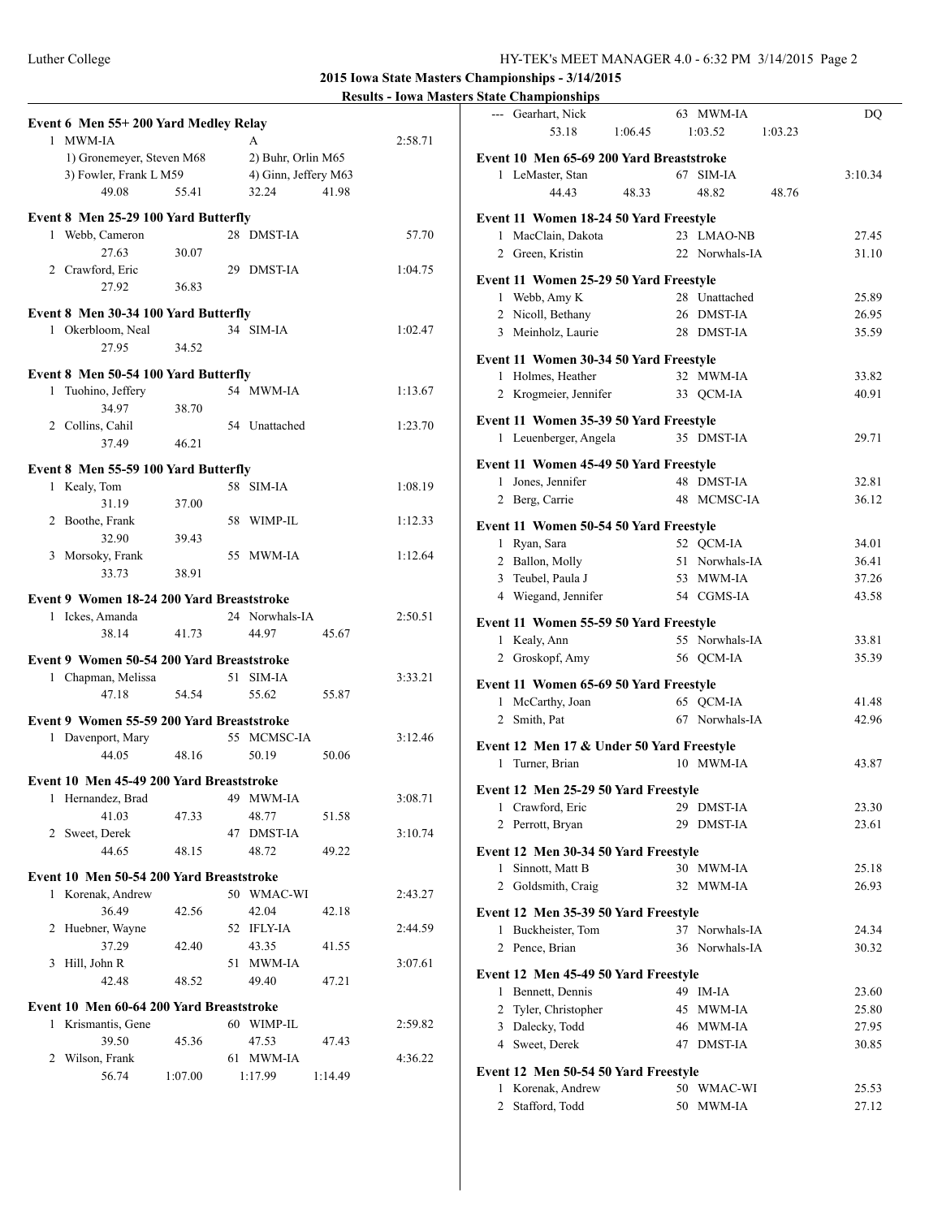**2015 Iowa State Masters Championships - 3/14/2015**

**Results - Iowa Masters State Championships**

### Event 6 Men 55+ 200 Yard Medley Relay

1 MWM-IA A 2:58.71
1) Gronemeyer, Steven M68 2) Buhr, Orlin M65
3) Fowler, Frank L M59 4) Ginn, Jeffery M63
49.08 55.41 32.24 41.98

### Event 8 Men 25-29 100 Yard Butterfly

1 Webb, Cameron 28 DMST-IA 57.70
27.63 30.07
2 Crawford, Eric 29 DMST-IA 1:04.75
27.92 36.83

### Event 8 Men 30-34 100 Yard Butterfly

1 Okerbloom, Neal 34 SIM-IA 1:02.47
27.95 34.52

### Event 8 Men 50-54 100 Yard Butterfly

1 Tuohino, Jeffery 54 MWM-IA 1:13.67
34.97 38.70
2 Collins, Cahil 54 Unattached 1:23.70
37.49 46.21

### Event 8 Men 55-59 100 Yard Butterfly

1 Kealy, Tom 58 SIM-IA 1:08.19
31.19 37.00
2 Boothe, Frank 58 WIMP-IL 1:12.33
32.90 39.43
3 Morsoky, Frank 55 MWM-IA 1:12.64
33.73 38.91

### Event 9 Women 18-24 200 Yard Breaststroke

1 Ickes, Amanda 24 Norwhals-IA 2:50.51
38.14 41.73 44.97 45.67

### Event 9 Women 50-54 200 Yard Breaststroke

1 Chapman, Melissa 51 SIM-IA 3:33.21
47.18 54.54 55.62 55.87

### Event 9 Women 55-59 200 Yard Breaststroke

1 Davenport, Mary 55 MCMSC-IA 3:12.46
44.05 48.16 50.19 50.06

### Event 10 Men 45-49 200 Yard Breaststroke

1 Hernandez, Brad 49 MWM-IA 3:08.71
41.03 47.33 48.77 51.58
2 Sweet, Derek 47 DMST-IA 3:10.74
44.65 48.15 48.72 49.22

### Event 10 Men 50-54 200 Yard Breaststroke

1 Korenak, Andrew 50 WMAC-WI 2:43.27
36.49 42.56 42.04 42.18
2 Huebner, Wayne 52 IFLY-IA 2:44.59
37.29 42.40 43.35 41.55
3 Hill, John R 51 MWM-IA 3:07.61
42.48 48.52 49.40 47.21

### Event 10 Men 60-64 200 Yard Breaststroke

1 Krismantis, Gene 60 WIMP-IL 2:59.82
39.50 45.36 47.53 47.43
2 Wilson, Frank 61 MWM-IA 4:36.22
56.74 1:07.00 1:17.99 1:14.49
--- Gearhart, Nick 63 MWM-IA DQ
53.18 1:06.45 1:03.52 1:03.23

### Event 10 Men 65-69 200 Yard Breaststroke

1 LeMaster, Stan 67 SIM-IA 3:10.34
44.43 48.33 48.82 48.76

### Event 11 Women 18-24 50 Yard Freestyle

1 MacClain, Dakota 23 LMAO-NB 27.45
2 Green, Kristin 22 Norwhals-IA 31.10

### Event 11 Women 25-29 50 Yard Freestyle

1 Webb, Amy K 28 Unattached 25.89
2 Nicoll, Bethany 26 DMST-IA 26.95
3 Meinholz, Laurie 28 DMST-IA 35.59

### Event 11 Women 30-34 50 Yard Freestyle

1 Holmes, Heather 32 MWM-IA 33.82
2 Krogmeier, Jennifer 33 QCM-IA 40.91

### Event 11 Women 35-39 50 Yard Freestyle

1 Leuenberger, Angela 35 DMST-IA 29.71

### Event 11 Women 45-49 50 Yard Freestyle

1 Jones, Jennifer 48 DMST-IA 32.81
2 Berg, Carrie 48 MCMSC-IA 36.12

### Event 11 Women 50-54 50 Yard Freestyle

1 Ryan, Sara 52 QCM-IA 34.01
2 Ballon, Molly 51 Norwhals-IA 36.41
3 Teubel, Paula J 53 MWM-IA 37.26
4 Wiegand, Jennifer 54 CGMS-IA 43.58

### Event 11 Women 55-59 50 Yard Freestyle

1 Kealy, Ann 55 Norwhals-IA 33.81
2 Groskopf, Amy 56 QCM-IA 35.39

### Event 11 Women 65-69 50 Yard Freestyle

1 McCarthy, Joan 65 QCM-IA 41.48
2 Smith, Pat 67 Norwhals-IA 42.96

### Event 12 Men 17 & Under 50 Yard Freestyle

1 Turner, Brian 10 MWM-IA 43.87

### Event 12 Men 25-29 50 Yard Freestyle

1 Crawford, Eric 29 DMST-IA 23.30
2 Perrott, Bryan 29 DMST-IA 23.61

### Event 12 Men 30-34 50 Yard Freestyle

1 Sinnott, Matt B 30 MWM-IA 25.18
2 Goldsmith, Craig 32 MWM-IA 26.93

### Event 12 Men 35-39 50 Yard Freestyle

1 Buckheister, Tom 37 Norwhals-IA 24.34
2 Pence, Brian 36 Norwhals-IA 30.32

### Event 12 Men 45-49 50 Yard Freestyle

1 Bennett, Dennis 49 IM-IA 23.60
2 Tyler, Christopher 45 MWM-IA 25.80
3 Dalecky, Todd 46 MWM-IA 27.95
4 Sweet, Derek 47 DMST-IA 30.85

### Event 12 Men 50-54 50 Yard Freestyle

1 Korenak, Andrew 50 WMAC-WI 25.53
2 Stafford, Todd 50 MWM-IA 27.12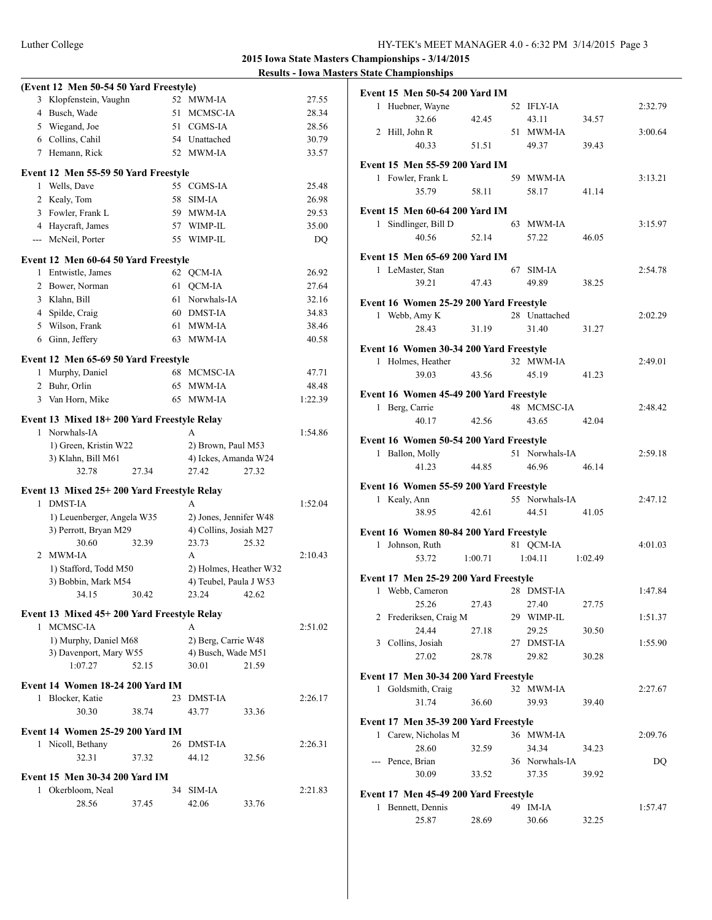**2015 Iowa State Masters Championships - 3/14/2015**

**Results - Iowa Masters State Championships**

### (Event 12 Men 50-54 50 Yard Freestyle)

| Place | Name | Age | Team | Time |
|---|---|---|---|---|
| 3 | Klopfenstein, Vaughn | 52 | MWM-IA | 27.55 |
| 4 | Busch, Wade | 51 | MCMSC-IA | 28.34 |
| 5 | Wiegand, Joe | 51 | CGMS-IA | 28.56 |
| 6 | Collins, Cahil | 54 | Unattached | 30.79 |
| 7 | Hemann, Rick | 52 | MWM-IA | 33.57 |

### Event 12 Men 55-59 50 Yard Freestyle

| Place | Name | Age | Team | Time |
|---|---|---|---|---|
| 1 | Wells, Dave | 55 | CGMS-IA | 25.48 |
| 2 | Kealy, Tom | 58 | SIM-IA | 26.98 |
| 3 | Fowler, Frank L | 59 | MWM-IA | 29.53 |
| 4 | Haycraft, James | 57 | WIMP-IL | 35.00 |
| --- | McNeil, Porter | 55 | WIMP-IL | DQ |

### Event 12 Men 60-64 50 Yard Freestyle

| Place | Name | Age | Team | Time |
|---|---|---|---|---|
| 1 | Entwistle, James | 62 | QCM-IA | 26.92 |
| 2 | Bower, Norman | 61 | QCM-IA | 27.64 |
| 3 | Klahn, Bill | 61 | Norwhals-IA | 32.16 |
| 4 | Spilde, Craig | 60 | DMST-IA | 34.83 |
| 5 | Wilson, Frank | 61 | MWM-IA | 38.46 |
| 6 | Ginn, Jeffery | 63 | MWM-IA | 40.58 |

### Event 12 Men 65-69 50 Yard Freestyle

| Place | Name | Age | Team | Time |
|---|---|---|---|---|
| 1 | Murphy, Daniel | 68 | MCMSC-IA | 47.71 |
| 2 | Buhr, Orlin | 65 | MWM-IA | 48.48 |
| 3 | Van Horn, Mike | 65 | MWM-IA | 1:22.39 |

### Event 13 Mixed 18+ 200 Yard Freestyle Relay

1 Norwhals-IA — A — 1:54.86
- 1) Green, Kristin W22; 2) Brown, Paul M53; 3) Klahn, Bill M61; 4) Ickes, Amanda W24
- Splits: 32.78, 27.34, 27.42, 27.32

### Event 13 Mixed 25+ 200 Yard Freestyle Relay

1 DMST-IA — A — 1:52.04
- 1) Leuenberger, Angela W35; 2) Jones, Jennifer W48; 3) Perrott, Bryan M29; 4) Collins, Josiah M27
- Splits: 30.60, 32.39, 23.73, 25.32

2 MWM-IA — A — 2:10.43
- 1) Stafford, Todd M50; 2) Holmes, Heather W32; 3) Bobbin, Mark M54; 4) Teubel, Paula J W53
- Splits: 34.15, 30.42, 23.24, 42.62

### Event 13 Mixed 45+ 200 Yard Freestyle Relay

1 MCMSC-IA — A — 2:51.02
- 1) Murphy, Daniel M68; 2) Berg, Carrie W48; 3) Davenport, Mary W55; 4) Busch, Wade M51
- Splits: 1:07.27, 52.15, 30.01, 21.59

### Event 14 Women 18-24 200 Yard IM

1 Blocker, Katie — 23 — DMST-IA — 2:26.17
- Splits: 30.30, 38.74, 43.77, 33.36

### Event 14 Women 25-29 200 Yard IM

1 Nicoll, Bethany — 26 — DMST-IA — 2:26.31
- Splits: 32.31, 37.32, 44.12, 32.56

### Event 15 Men 30-34 200 Yard IM

1 Okerbloom, Neal — 34 — SIM-IA — 2:21.83
- Splits: 28.56, 37.45, 42.06, 33.76

### Event 15 Men 50-54 200 Yard IM

1 Huebner, Wayne — 52 — IFLY-IA — 2:32.79
- Splits: 32.66, 42.45, 43.11, 34.57

2 Hill, John R — 51 — MWM-IA — 3:00.64
- Splits: 40.33, 51.51, 49.37, 39.43

### Event 15 Men 55-59 200 Yard IM

1 Fowler, Frank L — 59 — MWM-IA — 3:13.21
- Splits: 35.79, 58.11, 58.17, 41.14

### Event 15 Men 60-64 200 Yard IM

1 Sindlinger, Bill D — 63 — MWM-IA — 3:15.97
- Splits: 40.56, 52.14, 57.22, 46.05

### Event 15 Men 65-69 200 Yard IM

1 LeMaster, Stan — 67 — SIM-IA — 2:54.78
- Splits: 39.21, 47.43, 49.89, 38.25

### Event 16 Women 25-29 200 Yard Freestyle

1 Webb, Amy K — 28 — Unattached — 2:02.29
- Splits: 28.43, 31.19, 31.40, 31.27

### Event 16 Women 30-34 200 Yard Freestyle

1 Holmes, Heather — 32 — MWM-IA — 2:49.01
- Splits: 39.03, 43.56, 45.19, 41.23

### Event 16 Women 45-49 200 Yard Freestyle

1 Berg, Carrie — 48 — MCMSC-IA — 2:48.42
- Splits: 40.17, 42.56, 43.65, 42.04

### Event 16 Women 50-54 200 Yard Freestyle

1 Ballon, Molly — 51 — Norwhals-IA — 2:59.18
- Splits: 41.23, 44.85, 46.96, 46.14

### Event 16 Women 55-59 200 Yard Freestyle

1 Kealy, Ann — 55 — Norwhals-IA — 2:47.12
- Splits: 38.95, 42.61, 44.51, 41.05

### Event 16 Women 80-84 200 Yard Freestyle

1 Johnson, Ruth — 81 — QCM-IA — 4:01.03
- Splits: 53.72, 1:00.71, 1:04.11, 1:02.49

### Event 17 Men 25-29 200 Yard Freestyle

1 Webb, Cameron — 28 — DMST-IA — 1:47.84
- Splits: 25.26, 27.43, 27.40, 27.75

2 Frederiksen, Craig M — 29 — WIMP-IL — 1:51.37
- Splits: 24.44, 27.18, 29.25, 30.50

3 Collins, Josiah — 27 — DMST-IA — 1:55.90
- Splits: 27.02, 28.78, 29.82, 30.28

### Event 17 Men 30-34 200 Yard Freestyle

1 Goldsmith, Craig — 32 — MWM-IA — 2:27.67
- Splits: 31.74, 36.60, 39.93, 39.40

### Event 17 Men 35-39 200 Yard Freestyle

1 Carew, Nicholas M — 36 — MWM-IA — 2:09.76
- Splits: 28.60, 32.59, 34.34, 34.23

--- Pence, Brian — 36 — Norwhals-IA — DQ
- Splits: 30.09, 33.52, 37.35, 39.92

### Event 17 Men 45-49 200 Yard Freestyle

1 Bennett, Dennis — 49 — IM-IA — 1:57.47
- Splits: 25.87, 28.69, 30.66, 32.25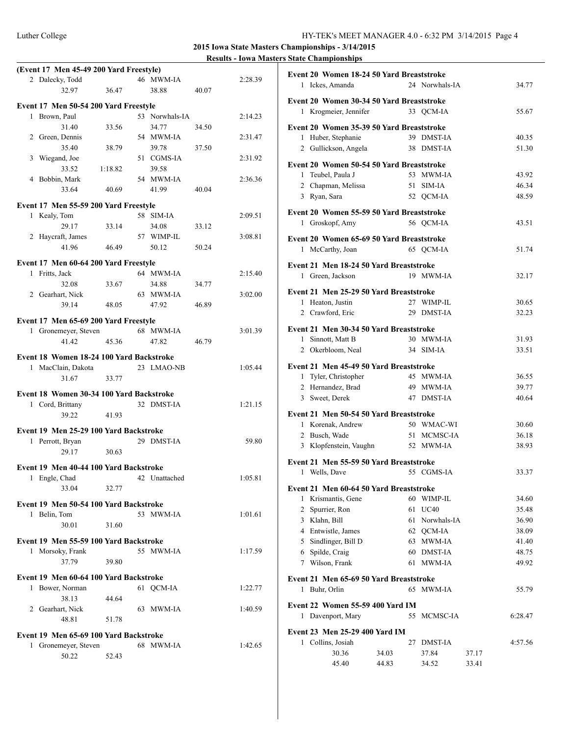**2015 Iowa State Masters Championships - 3/14/2015**

**Results - Iowa Masters State Championships**

### (Event 17 Men 45-49 200 Yard Freestyle)

| Place | Name | Age | Team | Time |
|---|---|---|---|---|
| 2 | Dalecky, Todd | 46 | MWM-IA | 2:28.39 |
| | 32.97 / 36.47 / 38.88 / 40.07 | | | |

### Event 17 Men 50-54 200 Yard Freestyle

| Place | Name | Age | Team | Time |
|---|---|---|---|---|
| 1 | Brown, Paul | 53 | Norwhals-IA | 2:14.23 |
| | 31.40 / 33.56 / 34.77 / 34.50 | | | |
| 2 | Green, Dennis | 54 | MWM-IA | 2:31.47 |
| | 35.40 / 38.79 / 39.78 / 37.50 | | | |
| 3 | Wiegand, Joe | 51 | CGMS-IA | 2:31.92 |
| | 33.52 / 1:18.82 / 39.58 | | | |
| 4 | Bobbin, Mark | 54 | MWM-IA | 2:36.36 |
| | 33.64 / 40.69 / 41.99 / 40.04 | | | |

### Event 17 Men 55-59 200 Yard Freestyle

| Place | Name | Age | Team | Time |
|---|---|---|---|---|
| 1 | Kealy, Tom | 58 | SIM-IA | 2:09.51 |
| | 29.17 / 33.14 / 34.08 / 33.12 | | | |
| 2 | Haycraft, James | 57 | WIMP-IL | 3:08.81 |
| | 41.96 / 46.49 / 50.12 / 50.24 | | | |

### Event 17 Men 60-64 200 Yard Freestyle

| Place | Name | Age | Team | Time |
|---|---|---|---|---|
| 1 | Fritts, Jack | 64 | MWM-IA | 2:15.40 |
| | 32.08 / 33.67 / 34.88 / 34.77 | | | |
| 2 | Gearhart, Nick | 63 | MWM-IA | 3:02.00 |
| | 39.14 / 48.05 / 47.92 / 46.89 | | | |

### Event 17 Men 65-69 200 Yard Freestyle

| Place | Name | Age | Team | Time |
|---|---|---|---|---|
| 1 | Gronemeyer, Steven | 68 | MWM-IA | 3:01.39 |
| | 41.42 / 45.36 / 47.82 / 46.79 | | | |

### Event 18 Women 18-24 100 Yard Backstroke

| Place | Name | Age | Team | Time |
|---|---|---|---|---|
| 1 | MacClain, Dakota | 23 | LMAO-NB | 1:05.44 |
| | 31.67 / 33.77 | | | |

### Event 18 Women 30-34 100 Yard Backstroke

| Place | Name | Age | Team | Time |
|---|---|---|---|---|
| 1 | Cord, Brittany | 32 | DMST-IA | 1:21.15 |
| | 39.22 / 41.93 | | | |

### Event 19 Men 25-29 100 Yard Backstroke

| Place | Name | Age | Team | Time |
|---|---|---|---|---|
| 1 | Perrott, Bryan | 29 | DMST-IA | 59.80 |
| | 29.17 / 30.63 | | | |

### Event 19 Men 40-44 100 Yard Backstroke

| Place | Name | Age | Team | Time |
|---|---|---|---|---|
| 1 | Engle, Chad | 42 | Unattached | 1:05.81 |
| | 33.04 / 32.77 | | | |

### Event 19 Men 50-54 100 Yard Backstroke

| Place | Name | Age | Team | Time |
|---|---|---|---|---|
| 1 | Belin, Tom | 53 | MWM-IA | 1:01.61 |
| | 30.01 / 31.60 | | | |

### Event 19 Men 55-59 100 Yard Backstroke

| Place | Name | Age | Team | Time |
|---|---|---|---|---|
| 1 | Morsoky, Frank | 55 | MWM-IA | 1:17.59 |
| | 37.79 / 39.80 | | | |

### Event 19 Men 60-64 100 Yard Backstroke

| Place | Name | Age | Team | Time |
|---|---|---|---|---|
| 1 | Bower, Norman | 61 | QCM-IA | 1:22.77 |
| | 38.13 / 44.64 | | | |
| 2 | Gearhart, Nick | 63 | MWM-IA | 1:40.59 |
| | 48.81 / 51.78 | | | |

### Event 19 Men 65-69 100 Yard Backstroke

| Place | Name | Age | Team | Time |
|---|---|---|---|---|
| 1 | Gronemeyer, Steven | 68 | MWM-IA | 1:42.65 |
| | 50.22 / 52.43 | | | |

### Event 20 Women 18-24 50 Yard Breaststroke

| Place | Name | Age | Team | Time |
|---|---|---|---|---|
| 1 | Ickes, Amanda | 24 | Norwhals-IA | 34.77 |

### Event 20 Women 30-34 50 Yard Breaststroke

| Place | Name | Age | Team | Time |
|---|---|---|---|---|
| 1 | Krogmeier, Jennifer | 33 | QCM-IA | 55.67 |

### Event 20 Women 35-39 50 Yard Breaststroke

| Place | Name | Age | Team | Time |
|---|---|---|---|---|
| 1 | Huber, Stephanie | 39 | DMST-IA | 40.35 |
| 2 | Gullickson, Angela | 38 | DMST-IA | 51.30 |

### Event 20 Women 50-54 50 Yard Breaststroke

| Place | Name | Age | Team | Time |
|---|---|---|---|---|
| 1 | Teubel, Paula J | 53 | MWM-IA | 43.92 |
| 2 | Chapman, Melissa | 51 | SIM-IA | 46.34 |
| 3 | Ryan, Sara | 52 | QCM-IA | 48.59 |

### Event 20 Women 55-59 50 Yard Breaststroke

| Place | Name | Age | Team | Time |
|---|---|---|---|---|
| 1 | Groskopf, Amy | 56 | QCM-IA | 43.51 |

### Event 20 Women 65-69 50 Yard Breaststroke

| Place | Name | Age | Team | Time |
|---|---|---|---|---|
| 1 | McCarthy, Joan | 65 | QCM-IA | 51.74 |

### Event 21 Men 18-24 50 Yard Breaststroke

| Place | Name | Age | Team | Time |
|---|---|---|---|---|
| 1 | Green, Jackson | 19 | MWM-IA | 32.17 |

### Event 21 Men 25-29 50 Yard Breaststroke

| Place | Name | Age | Team | Time |
|---|---|---|---|---|
| 1 | Heaton, Justin | 27 | WIMP-IL | 30.65 |
| 2 | Crawford, Eric | 29 | DMST-IA | 32.23 |

### Event 21 Men 30-34 50 Yard Breaststroke

| Place | Name | Age | Team | Time |
|---|---|---|---|---|
| 1 | Sinnott, Matt B | 30 | MWM-IA | 31.93 |
| 2 | Okerbloom, Neal | 34 | SIM-IA | 33.51 |

### Event 21 Men 45-49 50 Yard Breaststroke

| Place | Name | Age | Team | Time |
|---|---|---|---|---|
| 1 | Tyler, Christopher | 45 | MWM-IA | 36.55 |
| 2 | Hernandez, Brad | 49 | MWM-IA | 39.77 |
| 3 | Sweet, Derek | 47 | DMST-IA | 40.64 |

### Event 21 Men 50-54 50 Yard Breaststroke

| Place | Name | Age | Team | Time |
|---|---|---|---|---|
| 1 | Korenak, Andrew | 50 | WMAC-WI | 30.60 |
| 2 | Busch, Wade | 51 | MCMSC-IA | 36.18 |
| 3 | Klopfenstein, Vaughn | 52 | MWM-IA | 38.93 |

### Event 21 Men 55-59 50 Yard Breaststroke

| Place | Name | Age | Team | Time |
|---|---|---|---|---|
| 1 | Wells, Dave | 55 | CGMS-IA | 33.37 |

### Event 21 Men 60-64 50 Yard Breaststroke

| Place | Name | Age | Team | Time |
|---|---|---|---|---|
| 1 | Krismantis, Gene | 60 | WIMP-IL | 34.60 |
| 2 | Spurrier, Ron | 61 | UC40 | 35.48 |
| 3 | Klahn, Bill | 61 | Norwhals-IA | 36.90 |
| 4 | Entwistle, James | 62 | QCM-IA | 38.09 |
| 5 | Sindlinger, Bill D | 63 | MWM-IA | 41.40 |
| 6 | Spilde, Craig | 60 | DMST-IA | 48.75 |
| 7 | Wilson, Frank | 61 | MWM-IA | 49.92 |

### Event 21 Men 65-69 50 Yard Breaststroke

| Place | Name | Age | Team | Time |
|---|---|---|---|---|
| 1 | Buhr, Orlin | 65 | MWM-IA | 55.79 |

### Event 22 Women 55-59 400 Yard IM

| Place | Name | Age | Team | Time |
|---|---|---|---|---|
| 1 | Davenport, Mary | 55 | MCMSC-IA | 6:28.47 |

### Event 23 Men 25-29 400 Yard IM

| Place | Name | Age | Team | Time |
|---|---|---|---|---|
| 1 | Collins, Josiah | 27 | DMST-IA | 4:57.56 |
| | 30.36 / 34.03 / 37.84 / 37.17 | | | |
| | 45.40 / 44.83 / 34.52 / 33.41 | | | |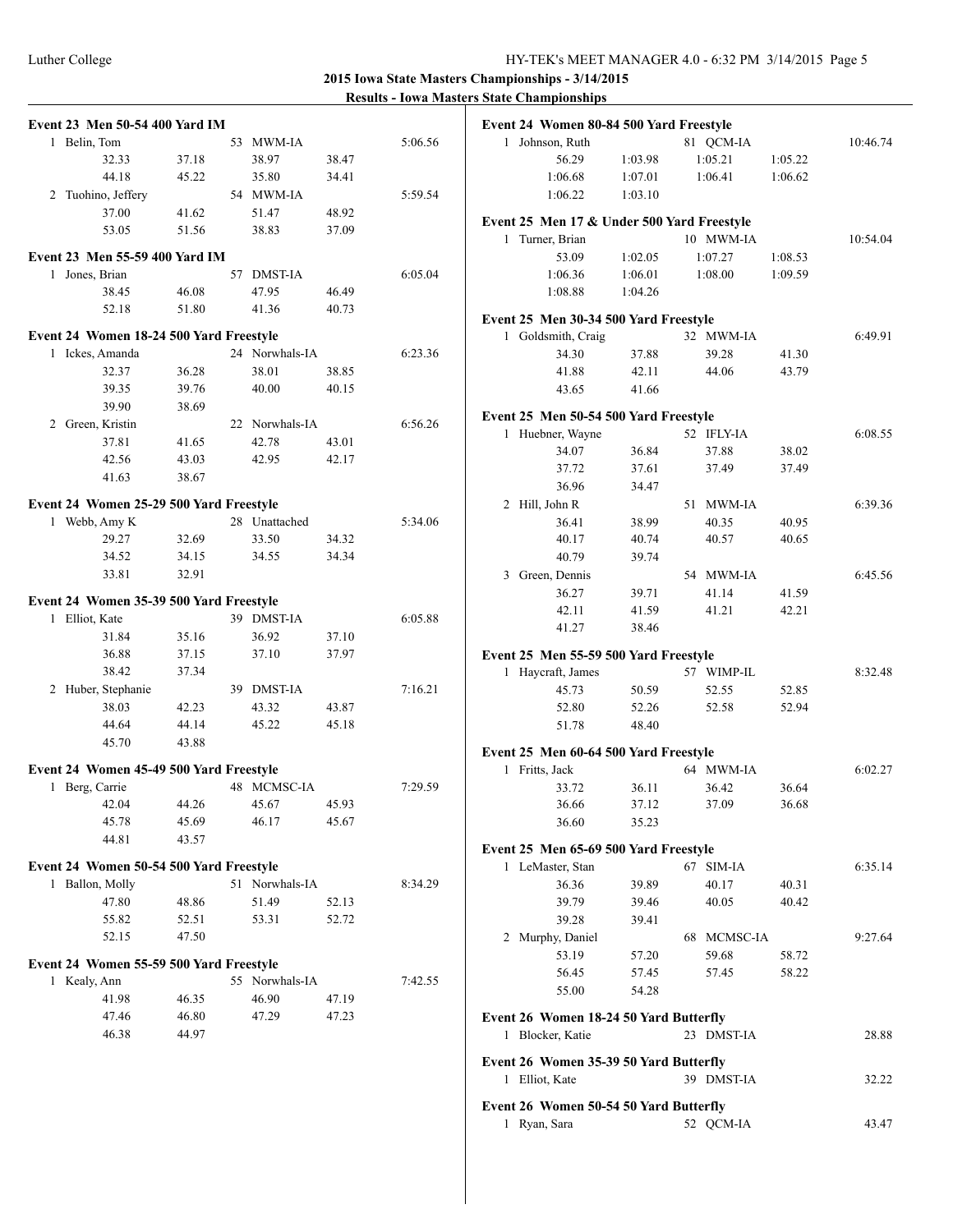**2015 Iowa State Masters Championships - 3/14/2015**

**Results - Iowa Masters State Championships**

### Event 23 Men 50-54 400 Yard IM

| Place | Name | Age | Team | Time |
|---|---|---|---|---|
| 1 | Belin, Tom | 53 | MWM-IA | 5:06.56 |
| | 32.33 | 37.18 | 38.97 | 38.47 |
| | 44.18 | 45.22 | 35.80 | 34.41 |
| 2 | Tuohino, Jeffery | 54 | MWM-IA | 5:59.54 |
| | 37.00 | 41.62 | 51.47 | 48.92 |
| | 53.05 | 51.56 | 38.83 | 37.09 |

### Event 23 Men 55-59 400 Yard IM

| Place | Name | Age | Team | Time |
|---|---|---|---|---|
| 1 | Jones, Brian | 57 | DMST-IA | 6:05.04 |
| | 38.45 | 46.08 | 47.95 | 46.49 |
| | 52.18 | 51.80 | 41.36 | 40.73 |

### Event 24 Women 18-24 500 Yard Freestyle

| Place | Name | Age | Team | Time |
|---|---|---|---|---|
| 1 | Ickes, Amanda | 24 | Norwhals-IA | 6:23.36 |
| | 32.37 | 36.28 | 38.01 | 38.85 |
| | 39.35 | 39.76 | 40.00 | 40.15 |
| | 39.90 | 38.69 | | |
| 2 | Green, Kristin | 22 | Norwhals-IA | 6:56.26 |
| | 37.81 | 41.65 | 42.78 | 43.01 |
| | 42.56 | 43.03 | 42.95 | 42.17 |
| | 41.63 | 38.67 | | |

### Event 24 Women 25-29 500 Yard Freestyle

| Place | Name | Age | Team | Time |
|---|---|---|---|---|
| 1 | Webb, Amy K | 28 | Unattached | 5:34.06 |
| | 29.27 | 32.69 | 33.50 | 34.32 |
| | 34.52 | 34.15 | 34.55 | 34.34 |
| | 33.81 | 32.91 | | |

### Event 24 Women 35-39 500 Yard Freestyle

| Place | Name | Age | Team | Time |
|---|---|---|---|---|
| 1 | Elliot, Kate | 39 | DMST-IA | 6:05.88 |
| | 31.84 | 35.16 | 36.92 | 37.10 |
| | 36.88 | 37.15 | 37.10 | 37.97 |
| | 38.42 | 37.34 | | |
| 2 | Huber, Stephanie | 39 | DMST-IA | 7:16.21 |
| | 38.03 | 42.23 | 43.32 | 43.87 |
| | 44.64 | 44.14 | 45.22 | 45.18 |
| | 45.70 | 43.88 | | |

### Event 24 Women 45-49 500 Yard Freestyle

| Place | Name | Age | Team | Time |
|---|---|---|---|---|
| 1 | Berg, Carrie | 48 | MCMSC-IA | 7:29.59 |
| | 42.04 | 44.26 | 45.67 | 45.93 |
| | 45.78 | 45.69 | 46.17 | 45.67 |
| | 44.81 | 43.57 | | |

### Event 24 Women 50-54 500 Yard Freestyle

| Place | Name | Age | Team | Time |
|---|---|---|---|---|
| 1 | Ballon, Molly | 51 | Norwhals-IA | 8:34.29 |
| | 47.80 | 48.86 | 51.49 | 52.13 |
| | 55.82 | 52.51 | 53.31 | 52.72 |
| | 52.15 | 47.50 | | |

### Event 24 Women 55-59 500 Yard Freestyle

| Place | Name | Age | Team | Time |
|---|---|---|---|---|
| 1 | Kealy, Ann | 55 | Norwhals-IA | 7:42.55 |
| | 41.98 | 46.35 | 46.90 | 47.19 |
| | 47.46 | 46.80 | 47.29 | 47.23 |
| | 46.38 | 44.97 | | |

### Event 24 Women 80-84 500 Yard Freestyle

| Place | Name | Age | Team | Time |
|---|---|---|---|---|
| 1 | Johnson, Ruth | 81 | QCM-IA | 10:46.74 |
| | 56.29 | 1:03.98 | 1:05.21 | 1:05.22 |
| | 1:06.68 | 1:07.01 | 1:06.41 | 1:06.62 |
| | 1:06.22 | 1:03.10 | | |

### Event 25 Men 17 & Under 500 Yard Freestyle

| Place | Name | Age | Team | Time |
|---|---|---|---|---|
| 1 | Turner, Brian | 10 | MWM-IA | 10:54.04 |
| | 53.09 | 1:02.05 | 1:07.27 | 1:08.53 |
| | 1:06.36 | 1:06.01 | 1:08.00 | 1:09.59 |
| | 1:08.88 | 1:04.26 | | |

### Event 25 Men 30-34 500 Yard Freestyle

| Place | Name | Age | Team | Time |
|---|---|---|---|---|
| 1 | Goldsmith, Craig | 32 | MWM-IA | 6:49.91 |
| | 34.30 | 37.88 | 39.28 | 41.30 |
| | 41.88 | 42.11 | 44.06 | 43.79 |
| | 43.65 | 41.66 | | |

### Event 25 Men 50-54 500 Yard Freestyle

| Place | Name | Age | Team | Time |
|---|---|---|---|---|
| 1 | Huebner, Wayne | 52 | IFLY-IA | 6:08.55 |
| | 34.07 | 36.84 | 37.88 | 38.02 |
| | 37.72 | 37.61 | 37.49 | 37.49 |
| | 36.96 | 34.47 | | |
| 2 | Hill, John R | 51 | MWM-IA | 6:39.36 |
| | 36.41 | 38.99 | 40.35 | 40.95 |
| | 40.17 | 40.74 | 40.57 | 40.65 |
| | 40.79 | 39.74 | | |
| 3 | Green, Dennis | 54 | MWM-IA | 6:45.56 |
| | 36.27 | 39.71 | 41.14 | 41.59 |
| | 42.11 | 41.59 | 41.21 | 42.21 |
| | 41.27 | 38.46 | | |

### Event 25 Men 55-59 500 Yard Freestyle

| Place | Name | Age | Team | Time |
|---|---|---|---|---|
| 1 | Haycraft, James | 57 | WIMP-IL | 8:32.48 |
| | 45.73 | 50.59 | 52.55 | 52.85 |
| | 52.80 | 52.26 | 52.58 | 52.94 |
| | 51.78 | 48.40 | | |

### Event 25 Men 60-64 500 Yard Freestyle

| Place | Name | Age | Team | Time |
|---|---|---|---|---|
| 1 | Fritts, Jack | 64 | MWM-IA | 6:02.27 |
| | 33.72 | 36.11 | 36.42 | 36.64 |
| | 36.66 | 37.12 | 37.09 | 36.68 |
| | 36.60 | 35.23 | | |

### Event 25 Men 65-69 500 Yard Freestyle

| Place | Name | Age | Team | Time |
|---|---|---|---|---|
| 1 | LeMaster, Stan | 67 | SIM-IA | 6:35.14 |
| | 36.36 | 39.89 | 40.17 | 40.31 |
| | 39.79 | 39.46 | 40.05 | 40.42 |
| | 39.28 | 39.41 | | |
| 2 | Murphy, Daniel | 68 | MCMSC-IA | 9:27.64 |
| | 53.19 | 57.20 | 59.68 | 58.72 |
| | 56.45 | 57.45 | 57.45 | 58.22 |
| | 55.00 | 54.28 | | |

### Event 26 Women 18-24 50 Yard Butterfly

| Place | Name | Age | Team | Time |
|---|---|---|---|---|
| 1 | Blocker, Katie | 23 | DMST-IA | 28.88 |

### Event 26 Women 35-39 50 Yard Butterfly

| Place | Name | Age | Team | Time |
|---|---|---|---|---|
| 1 | Elliot, Kate | 39 | DMST-IA | 32.22 |

### Event 26 Women 50-54 50 Yard Butterfly

| Place | Name | Age | Team | Time |
|---|---|---|---|---|
| 1 | Ryan, Sara | 52 | QCM-IA | 43.47 |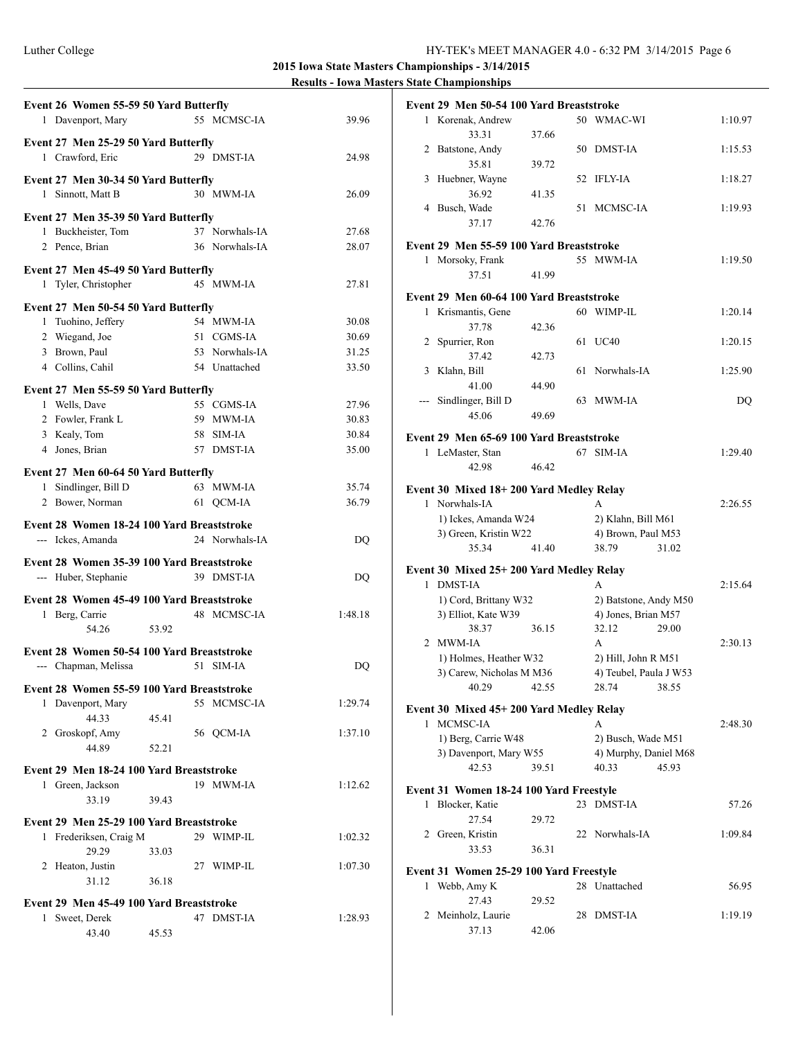# 2015 Iowa State Masters Championships - 3/14/2015

## Results - Iowa Masters State Championships

### Event 26 Women 55-59 50 Yard Butterfly

| Place | Name | Age | Team | Time |
|---|---|---|---|---|
| 1 | Davenport, Mary | 55 | MCMSC-IA | 39.96 |

### Event 27 Men 25-29 50 Yard Butterfly

| Place | Name | Age | Team | Time |
|---|---|---|---|---|
| 1 | Crawford, Eric | 29 | DMST-IA | 24.98 |

### Event 27 Men 30-34 50 Yard Butterfly

| Place | Name | Age | Team | Time |
|---|---|---|---|---|
| 1 | Sinnott, Matt B | 30 | MWM-IA | 26.09 |

### Event 27 Men 35-39 50 Yard Butterfly

| Place | Name | Age | Team | Time |
|---|---|---|---|---|
| 1 | Buckheister, Tom | 37 | Norwhals-IA | 27.68 |
| 2 | Pence, Brian | 36 | Norwhals-IA | 28.07 |

### Event 27 Men 45-49 50 Yard Butterfly

| Place | Name | Age | Team | Time |
|---|---|---|---|---|
| 1 | Tyler, Christopher | 45 | MWM-IA | 27.81 |

### Event 27 Men 50-54 50 Yard Butterfly

| Place | Name | Age | Team | Time |
|---|---|---|---|---|
| 1 | Tuohino, Jeffery | 54 | MWM-IA | 30.08 |
| 2 | Wiegand, Joe | 51 | CGMS-IA | 30.69 |
| 3 | Brown, Paul | 53 | Norwhals-IA | 31.25 |
| 4 | Collins, Cahil | 54 | Unattached | 33.50 |

### Event 27 Men 55-59 50 Yard Butterfly

| Place | Name | Age | Team | Time |
|---|---|---|---|---|
| 1 | Wells, Dave | 55 | CGMS-IA | 27.96 |
| 2 | Fowler, Frank L | 59 | MWM-IA | 30.83 |
| 3 | Kealy, Tom | 58 | SIM-IA | 30.84 |
| 4 | Jones, Brian | 57 | DMST-IA | 35.00 |

### Event 27 Men 60-64 50 Yard Butterfly

| Place | Name | Age | Team | Time |
|---|---|---|---|---|
| 1 | Sindlinger, Bill D | 63 | MWM-IA | 35.74 |
| 2 | Bower, Norman | 61 | QCM-IA | 36.79 |

### Event 28 Women 18-24 100 Yard Breaststroke

| Place | Name | Age | Team | Time |
|---|---|---|---|---|
| --- | Ickes, Amanda | 24 | Norwhals-IA | DQ |

### Event 28 Women 35-39 100 Yard Breaststroke

| Place | Name | Age | Team | Time |
|---|---|---|---|---|
| --- | Huber, Stephanie | 39 | DMST-IA | DQ |

### Event 28 Women 45-49 100 Yard Breaststroke

| Place | Name | Age | Team | Time |
|---|---|---|---|---|
| 1 | Berg, Carrie | 48 | MCMSC-IA | 1:48.18 |
| | 54.26 53.92 | | | |

### Event 28 Women 50-54 100 Yard Breaststroke

| Place | Name | Age | Team | Time |
|---|---|---|---|---|
| --- | Chapman, Melissa | 51 | SIM-IA | DQ |

### Event 28 Women 55-59 100 Yard Breaststroke

| Place | Name | Age | Team | Time |
|---|---|---|---|---|
| 1 | Davenport, Mary | 55 | MCMSC-IA | 1:29.74 |
| | 44.33 45.41 | | | |
| 2 | Groskopf, Amy | 56 | QCM-IA | 1:37.10 |
| | 44.89 52.21 | | | |

### Event 29 Men 18-24 100 Yard Breaststroke

| Place | Name | Age | Team | Time |
|---|---|---|---|---|
| 1 | Green, Jackson | 19 | MWM-IA | 1:12.62 |
| | 33.19 39.43 | | | |

### Event 29 Men 25-29 100 Yard Breaststroke

| Place | Name | Age | Team | Time |
|---|---|---|---|---|
| 1 | Frederiksen, Craig M | 29 | WIMP-IL | 1:02.32 |
| | 29.29 33.03 | | | |
| 2 | Heaton, Justin | 27 | WIMP-IL | 1:07.30 |
| | 31.12 36.18 | | | |

### Event 29 Men 45-49 100 Yard Breaststroke

| Place | Name | Age | Team | Time |
|---|---|---|---|---|
| 1 | Sweet, Derek | 47 | DMST-IA | 1:28.93 |
| | 43.40 45.53 | | | |

### Event 29 Men 50-54 100 Yard Breaststroke

| Place | Name | Age | Team | Time |
|---|---|---|---|---|
| 1 | Korenak, Andrew | 50 | WMAC-WI | 1:10.97 |
| | 33.31 37.66 | | | |
| 2 | Batstone, Andy | 50 | DMST-IA | 1:15.53 |
| | 35.81 39.72 | | | |
| 3 | Huebner, Wayne | 52 | IFLY-IA | 1:18.27 |
| | 36.92 41.35 | | | |
| 4 | Busch, Wade | 51 | MCMSC-IA | 1:19.93 |
| | 37.17 42.76 | | | |

### Event 29 Men 55-59 100 Yard Breaststroke

| Place | Name | Age | Team | Time |
|---|---|---|---|---|
| 1 | Morsoky, Frank | 55 | MWM-IA | 1:19.50 |
| | 37.51 41.99 | | | |

### Event 29 Men 60-64 100 Yard Breaststroke

| Place | Name | Age | Team | Time |
|---|---|---|---|---|
| 1 | Krismantis, Gene | 60 | WIMP-IL | 1:20.14 |
| | 37.78 42.36 | | | |
| 2 | Spurrier, Ron | 61 | UC40 | 1:20.15 |
| | 37.42 42.73 | | | |
| 3 | Klahn, Bill | 61 | Norwhals-IA | 1:25.90 |
| | 41.00 44.90 | | | |
| --- | Sindlinger, Bill D | 63 | MWM-IA | DQ |
| | 45.06 49.69 | | | |

### Event 29 Men 65-69 100 Yard Breaststroke

| Place | Name | Age | Team | Time |
|---|---|---|---|---|
| 1 | LeMaster, Stan | 67 | SIM-IA | 1:29.40 |
| | 42.98 46.42 | | | |

### Event 30 Mixed 18+ 200 Yard Medley Relay

| Place | Team | Relay | Time |
|---|---|---|---|
| 1 | Norwhals-IA | A | 2:26.55 |
| | 1) Ickes, Amanda W24 | 2) Klahn, Bill M61 | |
| | 3) Green, Kristin W22 | 4) Brown, Paul M53 | |
| | 35.34 41.40 | 38.79 31.02 | |

### Event 30 Mixed 25+ 200 Yard Medley Relay

| Place | Team | Relay | Time |
|---|---|---|---|
| 1 | DMST-IA | A | 2:15.64 |
| | 1) Cord, Brittany W32 | 2) Batstone, Andy M50 | |
| | 3) Elliot, Kate W39 | 4) Jones, Brian M57 | |
| | 38.37 36.15 | 32.12 29.00 | |
| 2 | MWM-IA | A | 2:30.13 |
| | 1) Holmes, Heather W32 | 2) Hill, John R M51 | |
| | 3) Carew, Nicholas M M36 | 4) Teubel, Paula J W53 | |
| | 40.29 42.55 | 28.74 38.55 | |

### Event 30 Mixed 45+ 200 Yard Medley Relay

| Place | Team | Relay | Time |
|---|---|---|---|
| 1 | MCMSC-IA | A | 2:48.30 |
| | 1) Berg, Carrie W48 | 2) Busch, Wade M51 | |
| | 3) Davenport, Mary W55 | 4) Murphy, Daniel M68 | |
| | 42.53 39.51 | 40.33 45.93 | |

### Event 31 Women 18-24 100 Yard Freestyle

| Place | Name | Age | Team | Time |
|---|---|---|---|---|
| 1 | Blocker, Katie | 23 | DMST-IA | 57.26 |
| | 27.54 29.72 | | | |
| 2 | Green, Kristin | 22 | Norwhals-IA | 1:09.84 |
| | 33.53 36.31 | | | |

### Event 31 Women 25-29 100 Yard Freestyle

| Place | Name | Age | Team | Time |
|---|---|---|---|---|
| 1 | Webb, Amy K | 28 | Unattached | 56.95 |
| | 27.43 29.52 | | | |
| 2 | Meinholz, Laurie | 28 | DMST-IA | 1:19.19 |
| | 37.13 42.06 | | | |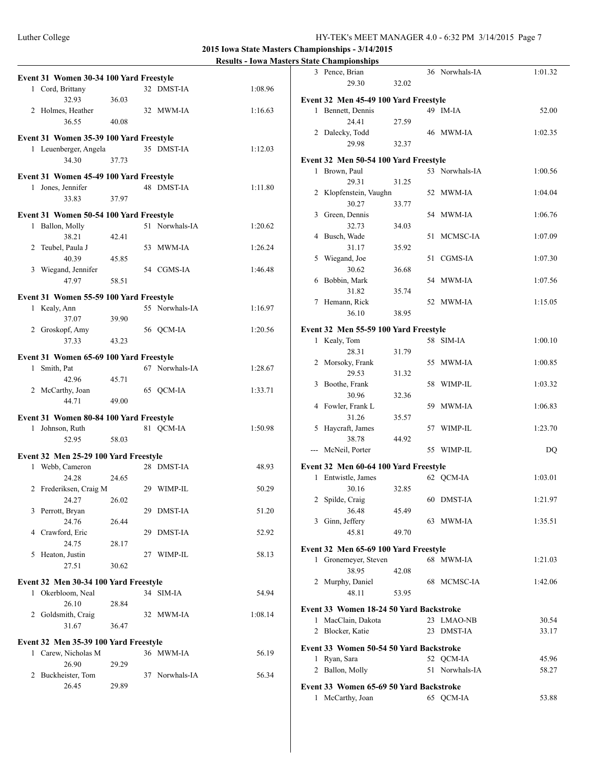## 2015 Iowa State Masters Championships - 3/14/2015

### Results - Iowa Masters State Championships

#### Event 31 Women 30-34 100 Yard Freestyle

| Place | Name | Age | Team | Time |
|---|---|---|---|---|
| 1 | Cord, Brittany | 32 | DMST-IA | 1:08.96 |
| | 32.93 36.03 | | | |
| 2 | Holmes, Heather | 32 | MWM-IA | 1:16.63 |
| | 36.55 40.08 | | | |

#### Event 31 Women 35-39 100 Yard Freestyle

| Place | Name | Age | Team | Time |
|---|---|---|---|---|
| 1 | Leuenberger, Angela | 35 | DMST-IA | 1:12.03 |
| | 34.30 37.73 | | | |

#### Event 31 Women 45-49 100 Yard Freestyle

| Place | Name | Age | Team | Time |
|---|---|---|---|---|
| 1 | Jones, Jennifer | 48 | DMST-IA | 1:11.80 |
| | 33.83 37.97 | | | |

#### Event 31 Women 50-54 100 Yard Freestyle

| Place | Name | Age | Team | Time |
|---|---|---|---|---|
| 1 | Ballon, Molly | 51 | Norwhals-IA | 1:20.62 |
| | 38.21 42.41 | | | |
| 2 | Teubel, Paula J | 53 | MWM-IA | 1:26.24 |
| | 40.39 45.85 | | | |
| 3 | Wiegand, Jennifer | 54 | CGMS-IA | 1:46.48 |
| | 47.97 58.51 | | | |

#### Event 31 Women 55-59 100 Yard Freestyle

| Place | Name | Age | Team | Time |
|---|---|---|---|---|
| 1 | Kealy, Ann | 55 | Norwhals-IA | 1:16.97 |
| | 37.07 39.90 | | | |
| 2 | Groskopf, Amy | 56 | QCM-IA | 1:20.56 |
| | 37.33 43.23 | | | |

#### Event 31 Women 65-69 100 Yard Freestyle

| Place | Name | Age | Team | Time |
|---|---|---|---|---|
| 1 | Smith, Pat | 67 | Norwhals-IA | 1:28.67 |
| | 42.96 45.71 | | | |
| 2 | McCarthy, Joan | 65 | QCM-IA | 1:33.71 |
| | 44.71 49.00 | | | |

#### Event 31 Women 80-84 100 Yard Freestyle

| Place | Name | Age | Team | Time |
|---|---|---|---|---|
| 1 | Johnson, Ruth | 81 | QCM-IA | 1:50.98 |
| | 52.95 58.03 | | | |

#### Event 32 Men 25-29 100 Yard Freestyle

| Place | Name | Age | Team | Time |
|---|---|---|---|---|
| 1 | Webb, Cameron | 28 | DMST-IA | 48.93 |
| | 24.28 24.65 | | | |
| 2 | Frederiksen, Craig M | 29 | WIMP-IL | 50.29 |
| | 24.27 26.02 | | | |
| 3 | Perrott, Bryan | 29 | DMST-IA | 51.20 |
| | 24.76 26.44 | | | |
| 4 | Crawford, Eric | 29 | DMST-IA | 52.92 |
| | 24.75 28.17 | | | |
| 5 | Heaton, Justin | 27 | WIMP-IL | 58.13 |
| | 27.51 30.62 | | | |

#### Event 32 Men 30-34 100 Yard Freestyle

| Place | Name | Age | Team | Time |
|---|---|---|---|---|
| 1 | Okerbloom, Neal | 34 | SIM-IA | 54.94 |
| | 26.10 28.84 | | | |
| 2 | Goldsmith, Craig | 32 | MWM-IA | 1:08.14 |
| | 31.67 36.47 | | | |

#### Event 32 Men 35-39 100 Yard Freestyle

| Place | Name | Age | Team | Time |
|---|---|---|---|---|
| 1 | Carew, Nicholas M | 36 | MWM-IA | 56.19 |
| | 26.90 29.29 | | | |
| 2 | Buckheister, Tom | 37 | Norwhals-IA | 56.34 |
| | 26.45 29.89 | | | |
| 3 | Pence, Brian | 36 | Norwhals-IA | 1:01.32 |
| | 29.30 32.02 | | | |

#### Event 32 Men 45-49 100 Yard Freestyle

| Place | Name | Age | Team | Time |
|---|---|---|---|---|
| 1 | Bennett, Dennis | 49 | IM-IA | 52.00 |
| | 24.41 27.59 | | | |
| 2 | Dalecky, Todd | 46 | MWM-IA | 1:02.35 |
| | 29.98 32.37 | | | |

#### Event 32 Men 50-54 100 Yard Freestyle

| Place | Name | Age | Team | Time |
|---|---|---|---|---|
| 1 | Brown, Paul | 53 | Norwhals-IA | 1:00.56 |
| | 29.31 31.25 | | | |
| 2 | Klopfenstein, Vaughn | 52 | MWM-IA | 1:04.04 |
| | 30.27 33.77 | | | |
| 3 | Green, Dennis | 54 | MWM-IA | 1:06.76 |
| | 32.73 34.03 | | | |
| 4 | Busch, Wade | 51 | MCMSC-IA | 1:07.09 |
| | 31.17 35.92 | | | |
| 5 | Wiegand, Joe | 51 | CGMS-IA | 1:07.30 |
| | 30.62 36.68 | | | |
| 6 | Bobbin, Mark | 54 | MWM-IA | 1:07.56 |
| | 31.82 35.74 | | | |
| 7 | Hemann, Rick | 52 | MWM-IA | 1:15.05 |
| | 36.10 38.95 | | | |

#### Event 32 Men 55-59 100 Yard Freestyle

| Place | Name | Age | Team | Time |
|---|---|---|---|---|
| 1 | Kealy, Tom | 58 | SIM-IA | 1:00.10 |
| | 28.31 31.79 | | | |
| 2 | Morsoky, Frank | 55 | MWM-IA | 1:00.85 |
| | 29.53 31.32 | | | |
| 3 | Boothe, Frank | 58 | WIMP-IL | 1:03.32 |
| | 30.96 32.36 | | | |
| 4 | Fowler, Frank L | 59 | MWM-IA | 1:06.83 |
| | 31.26 35.57 | | | |
| 5 | Haycraft, James | 57 | WIMP-IL | 1:23.70 |
| | 38.78 44.92 | | | |
| --- | McNeil, Porter | 55 | WIMP-IL | DQ |

#### Event 32 Men 60-64 100 Yard Freestyle

| Place | Name | Age | Team | Time |
|---|---|---|---|---|
| 1 | Entwistle, James | 62 | QCM-IA | 1:03.01 |
| | 30.16 32.85 | | | |
| 2 | Spilde, Craig | 60 | DMST-IA | 1:21.97 |
| | 36.48 45.49 | | | |
| 3 | Ginn, Jeffery | 63 | MWM-IA | 1:35.51 |
| | 45.81 49.70 | | | |

#### Event 32 Men 65-69 100 Yard Freestyle

| Place | Name | Age | Team | Time |
|---|---|---|---|---|
| 1 | Gronemeyer, Steven | 68 | MWM-IA | 1:21.03 |
| | 38.95 42.08 | | | |
| 2 | Murphy, Daniel | 68 | MCMSC-IA | 1:42.06 |
| | 48.11 53.95 | | | |

#### Event 33 Women 18-24 50 Yard Backstroke

| Place | Name | Age | Team | Time |
|---|---|---|---|---|
| 1 | MacClain, Dakota | 23 | LMAO-NB | 30.54 |
| 2 | Blocker, Katie | 23 | DMST-IA | 33.17 |

#### Event 33 Women 50-54 50 Yard Backstroke

| Place | Name | Age | Team | Time |
|---|---|---|---|---|
| 1 | Ryan, Sara | 52 | QCM-IA | 45.96 |
| 2 | Ballon, Molly | 51 | Norwhals-IA | 58.27 |

#### Event 33 Women 65-69 50 Yard Backstroke

| Place | Name | Age | Team | Time |
|---|---|---|---|---|
| 1 | McCarthy, Joan | 65 | QCM-IA | 53.88 |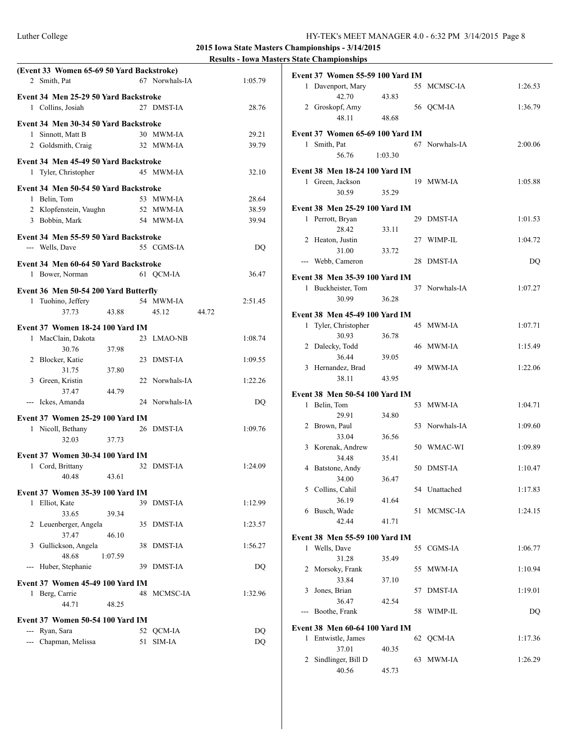## 2015 Iowa State Masters Championships - 3/14/2015

### Results - Iowa Masters State Championships

**(Event 33 Women 65-69 50 Yard Backstroke)**

| Place | Name | Age | Team | Time |
|---|---|---|---|---|
| 2 | Smith, Pat | 67 | Norwhals-IA | 1:05.79 |

**Event 34 Men 25-29 50 Yard Backstroke**

| Place | Name | Age | Team | Time |
|---|---|---|---|---|
| 1 | Collins, Josiah | 27 | DMST-IA | 28.76 |

**Event 34 Men 30-34 50 Yard Backstroke**

| Place | Name | Age | Team | Time |
|---|---|---|---|---|
| 1 | Sinnott, Matt B | 30 | MWM-IA | 29.21 |
| 2 | Goldsmith, Craig | 32 | MWM-IA | 39.79 |

**Event 34 Men 45-49 50 Yard Backstroke**

| Place | Name | Age | Team | Time |
|---|---|---|---|---|
| 1 | Tyler, Christopher | 45 | MWM-IA | 32.10 |

**Event 34 Men 50-54 50 Yard Backstroke**

| Place | Name | Age | Team | Time |
|---|---|---|---|---|
| 1 | Belin, Tom | 53 | MWM-IA | 28.64 |
| 2 | Klopfenstein, Vaughn | 52 | MWM-IA | 38.59 |
| 3 | Bobbin, Mark | 54 | MWM-IA | 39.94 |

**Event 34 Men 55-59 50 Yard Backstroke**

| Place | Name | Age | Team | Time |
|---|---|---|---|---|
| --- | Wells, Dave | 55 | CGMS-IA | DQ |

**Event 34 Men 60-64 50 Yard Backstroke**

| Place | Name | Age | Team | Time |
|---|---|---|---|---|
| 1 | Bower, Norman | 61 | QCM-IA | 36.47 |

**Event 36 Men 50-54 200 Yard Butterfly**

| Place | Name | Age | Team | Time |
|---|---|---|---|---|
| 1 | Tuohino, Jeffery | 54 | MWM-IA | 2:51.45 |
| | 37.73 43.88 45.12 44.72 | | | |

**Event 37 Women 18-24 100 Yard IM**

| Place | Name | Age | Team | Time |
|---|---|---|---|---|
| 1 | MacClain, Dakota | 23 | LMAO-NB | 1:08.74 |
| | 30.76 37.98 | | | |
| 2 | Blocker, Katie | 23 | DMST-IA | 1:09.55 |
| | 31.75 37.80 | | | |
| 3 | Green, Kristin | 22 | Norwhals-IA | 1:22.26 |
| | 37.47 44.79 | | | |
| --- | Ickes, Amanda | 24 | Norwhals-IA | DQ |

**Event 37 Women 25-29 100 Yard IM**

| Place | Name | Age | Team | Time |
|---|---|---|---|---|
| 1 | Nicoll, Bethany | 26 | DMST-IA | 1:09.76 |
| | 32.03 37.73 | | | |

**Event 37 Women 30-34 100 Yard IM**

| Place | Name | Age | Team | Time |
|---|---|---|---|---|
| 1 | Cord, Brittany | 32 | DMST-IA | 1:24.09 |
| | 40.48 43.61 | | | |

**Event 37 Women 35-39 100 Yard IM**

| Place | Name | Age | Team | Time |
|---|---|---|---|---|
| 1 | Elliot, Kate | 39 | DMST-IA | 1:12.99 |
| | 33.65 39.34 | | | |
| 2 | Leuenberger, Angela | 35 | DMST-IA | 1:23.57 |
| | 37.47 46.10 | | | |
| 3 | Gullickson, Angela | 38 | DMST-IA | 1:56.27 |
| | 48.68 1:07.59 | | | |
| --- | Huber, Stephanie | 39 | DMST-IA | DQ |

**Event 37 Women 45-49 100 Yard IM**

| Place | Name | Age | Team | Time |
|---|---|---|---|---|
| 1 | Berg, Carrie | 48 | MCMSC-IA | 1:32.96 |
| | 44.71 48.25 | | | |

**Event 37 Women 50-54 100 Yard IM**

| Place | Name | Age | Team | Time |
|---|---|---|---|---|
| --- | Ryan, Sara | 52 | QCM-IA | DQ |
| --- | Chapman, Melissa | 51 | SIM-IA | DQ |

**Event 37 Women 55-59 100 Yard IM**

| Place | Name | Age | Team | Time |
|---|---|---|---|---|
| 1 | Davenport, Mary | 55 | MCMSC-IA | 1:26.53 |
| | 42.70 43.83 | | | |
| 2 | Groskopf, Amy | 56 | QCM-IA | 1:36.79 |
| | 48.11 48.68 | | | |

**Event 37 Women 65-69 100 Yard IM**

| Place | Name | Age | Team | Time |
|---|---|---|---|---|
| 1 | Smith, Pat | 67 | Norwhals-IA | 2:00.06 |
| | 56.76 1:03.30 | | | |

**Event 38 Men 18-24 100 Yard IM**

| Place | Name | Age | Team | Time |
|---|---|---|---|---|
| 1 | Green, Jackson | 19 | MWM-IA | 1:05.88 |
| | 30.59 35.29 | | | |

**Event 38 Men 25-29 100 Yard IM**

| Place | Name | Age | Team | Time |
|---|---|---|---|---|
| 1 | Perrott, Bryan | 29 | DMST-IA | 1:01.53 |
| | 28.42 33.11 | | | |
| 2 | Heaton, Justin | 27 | WIMP-IL | 1:04.72 |
| | 31.00 33.72 | | | |
| --- | Webb, Cameron | 28 | DMST-IA | DQ |

**Event 38 Men 35-39 100 Yard IM**

| Place | Name | Age | Team | Time |
|---|---|---|---|---|
| 1 | Buckheister, Tom | 37 | Norwhals-IA | 1:07.27 |
| | 30.99 36.28 | | | |

**Event 38 Men 45-49 100 Yard IM**

| Place | Name | Age | Team | Time |
|---|---|---|---|---|
| 1 | Tyler, Christopher | 45 | MWM-IA | 1:07.71 |
| | 30.93 36.78 | | | |
| 2 | Dalecky, Todd | 46 | MWM-IA | 1:15.49 |
| | 36.44 39.05 | | | |
| 3 | Hernandez, Brad | 49 | MWM-IA | 1:22.06 |
| | 38.11 43.95 | | | |

**Event 38 Men 50-54 100 Yard IM**

| Place | Name | Age | Team | Time |
|---|---|---|---|---|
| 1 | Belin, Tom | 53 | MWM-IA | 1:04.71 |
| | 29.91 34.80 | | | |
| 2 | Brown, Paul | 53 | Norwhals-IA | 1:09.60 |
| | 33.04 36.56 | | | |
| 3 | Korenak, Andrew | 50 | WMAC-WI | 1:09.89 |
| | 34.48 35.41 | | | |
| 4 | Batstone, Andy | 50 | DMST-IA | 1:10.47 |
| | 34.00 36.47 | | | |
| 5 | Collins, Cahil | 54 | Unattached | 1:17.83 |
| | 36.19 41.64 | | | |
| 6 | Busch, Wade | 51 | MCMSC-IA | 1:24.15 |
| | 42.44 41.71 | | | |

**Event 38 Men 55-59 100 Yard IM**

| Place | Name | Age | Team | Time |
|---|---|---|---|---|
| 1 | Wells, Dave | 55 | CGMS-IA | 1:06.77 |
| | 31.28 35.49 | | | |
| 2 | Morsoky, Frank | 55 | MWM-IA | 1:10.94 |
| | 33.84 37.10 | | | |
| 3 | Jones, Brian | 57 | DMST-IA | 1:19.01 |
| | 36.47 42.54 | | | |
| --- | Boothe, Frank | 58 | WIMP-IL | DQ |

**Event 38 Men 60-64 100 Yard IM**

| Place | Name | Age | Team | Time |
|---|---|---|---|---|
| 1 | Entwistle, James | 62 | QCM-IA | 1:17.36 |
| | 37.01 40.35 | | | |
| 2 | Sindlinger, Bill D | 63 | MWM-IA | 1:26.29 |
| | 40.56 45.73 | | | |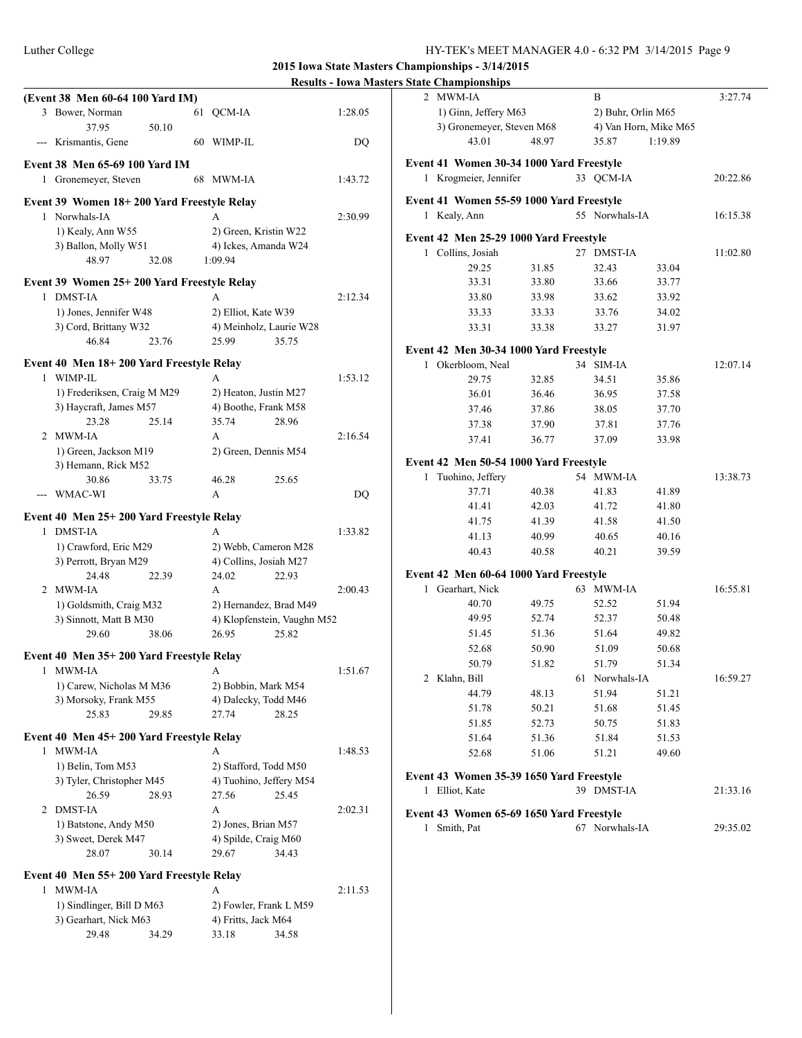**2015 Iowa State Masters Championships - 3/14/2015**

**Results - Iowa Masters State Championships**

### (Event 38 Men 60-64 100 Yard IM)

3 Bower, Norman 61 QCM-IA 1:28.05
37.95 50.10

--- Krismantis, Gene 60 WIMP-IL DQ

### Event 38 Men 65-69 100 Yard IM

1 Gronemeyer, Steven 68 MWM-IA 1:43.72

### Event 39 Women 18+ 200 Yard Freestyle Relay

1 Norwhals-IA A 2:30.99
1) Kealy, Ann W55 2) Green, Kristin W22
3) Ballon, Molly W51 4) Ickes, Amanda W24
48.97 32.08 1:09.94

### Event 39 Women 25+ 200 Yard Freestyle Relay

1 DMST-IA A 2:12.34
1) Jones, Jennifer W48 2) Elliot, Kate W39
3) Cord, Brittany W32 4) Meinholz, Laurie W28
46.84 23.76 25.99 35.75

### Event 40 Men 18+ 200 Yard Freestyle Relay

1 WIMP-IL A 1:53.12
1) Frederiksen, Craig M M29 2) Heaton, Justin M27
3) Haycraft, James M57 4) Boothe, Frank M58
23.28 25.14 35.74 28.96

2 MWM-IA A 2:16.54
1) Green, Jackson M19 2) Green, Dennis M54
3) Hemann, Rick M52
30.86 33.75 46.28 25.65

--- WMAC-WI A DQ

### Event 40 Men 25+ 200 Yard Freestyle Relay

1 DMST-IA A 1:33.82
1) Crawford, Eric M29 2) Webb, Cameron M28
3) Perrott, Bryan M29 4) Collins, Josiah M27
24.48 22.39 24.02 22.93

2 MWM-IA A 2:00.43
1) Goldsmith, Craig M32 2) Hernandez, Brad M49
3) Sinnott, Matt B M30 4) Klopfenstein, Vaughn M52
29.60 38.06 26.95 25.82

### Event 40 Men 35+ 200 Yard Freestyle Relay

1 MWM-IA A 1:51.67
1) Carew, Nicholas M M36 2) Bobbin, Mark M54
3) Morsoky, Frank M55 4) Dalecky, Todd M46
25.83 29.85 27.74 28.25

### Event 40 Men 45+ 200 Yard Freestyle Relay

1 MWM-IA A 1:48.53
1) Belin, Tom M53 2) Stafford, Todd M50
3) Tyler, Christopher M45 4) Tuohino, Jeffery M54
26.59 28.93 27.56 25.45

2 DMST-IA A 2:02.31
1) Batstone, Andy M50 2) Jones, Brian M57
3) Sweet, Derek M47 4) Spilde, Craig M60
28.07 30.14 29.67 34.43

### Event 40 Men 55+ 200 Yard Freestyle Relay

1 MWM-IA A 2:11.53
1) Sindlinger, Bill D M63 2) Fowler, Frank L M59
3) Gearhart, Nick M63 4) Fritts, Jack M64
29.48 34.29 33.18 34.58

2 MWM-IA B 3:27.74
1) Ginn, Jeffery M63 2) Buhr, Orlin M65
3) Gronemeyer, Steven M68 4) Van Horn, Mike M65
43.01 48.97 35.87 1:19.89

### Event 41 Women 30-34 1000 Yard Freestyle

1 Krogmeier, Jennifer 33 QCM-IA 20:22.86

### Event 41 Women 55-59 1000 Yard Freestyle

1 Kealy, Ann 55 Norwhals-IA 16:15.38

### Event 42 Men 25-29 1000 Yard Freestyle

1 Collins, Josiah 27 DMST-IA 11:02.80

| | | | |
|---|---|---|---|
| 29.25 | 31.85 | 32.43 | 33.04 |
| 33.31 | 33.80 | 33.66 | 33.77 |
| 33.80 | 33.98 | 33.62 | 33.92 |
| 33.33 | 33.33 | 33.76 | 34.02 |
| 33.31 | 33.38 | 33.27 | 31.97 |

### Event 42 Men 30-34 1000 Yard Freestyle

1 Okerbloom, Neal 34 SIM-IA 12:07.14

| | | | |
|---|---|---|---|
| 29.75 | 32.85 | 34.51 | 35.86 |
| 36.01 | 36.46 | 36.95 | 37.58 |
| 37.46 | 37.86 | 38.05 | 37.70 |
| 37.38 | 37.90 | 37.81 | 37.76 |
| 37.41 | 36.77 | 37.09 | 33.98 |

### Event 42 Men 50-54 1000 Yard Freestyle

1 Tuohino, Jeffery 54 MWM-IA 13:38.73

| | | | |
|---|---|---|---|
| 37.71 | 40.38 | 41.83 | 41.89 |
| 41.41 | 42.03 | 41.72 | 41.80 |
| 41.75 | 41.39 | 41.58 | 41.50 |
| 41.13 | 40.99 | 40.65 | 40.16 |
| 40.43 | 40.58 | 40.21 | 39.59 |

### Event 42 Men 60-64 1000 Yard Freestyle

1 Gearhart, Nick 63 MWM-IA 16:55.81

| | | | |
|---|---|---|---|
| 40.70 | 49.75 | 52.52 | 51.94 |
| 49.95 | 52.74 | 52.37 | 50.48 |
| 51.45 | 51.36 | 51.64 | 49.82 |
| 52.68 | 50.90 | 51.09 | 50.68 |
| 50.79 | 51.82 | 51.79 | 51.34 |

2 Klahn, Bill 61 Norwhals-IA 16:59.27

| | | | |
|---|---|---|---|
| 44.79 | 48.13 | 51.94 | 51.21 |
| 51.78 | 50.21 | 51.68 | 51.45 |
| 51.85 | 52.73 | 50.75 | 51.83 |
| 51.64 | 51.36 | 51.84 | 51.53 |
| 52.68 | 51.06 | 51.21 | 49.60 |

### Event 43 Women 35-39 1650 Yard Freestyle

1 Elliot, Kate 39 DMST-IA 21:33.16

### Event 43 Women 65-69 1650 Yard Freestyle

1 Smith, Pat 67 Norwhals-IA 29:35.02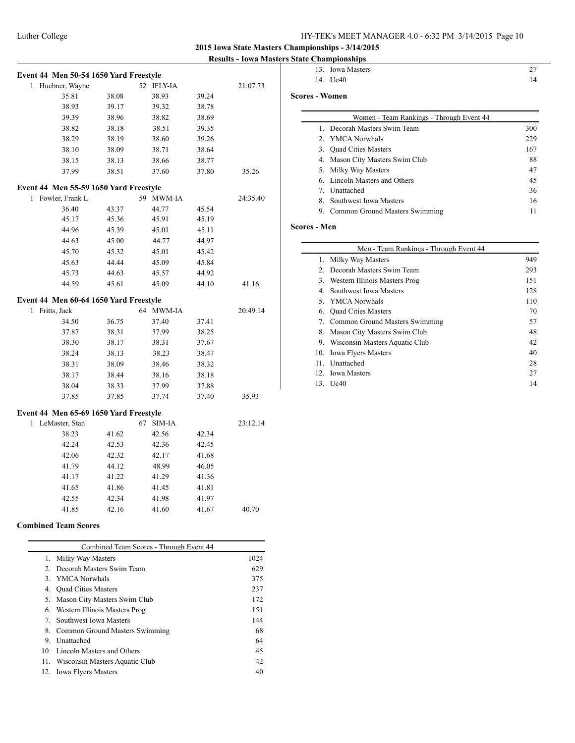## Results - Iowa Masters State Championships

### Event 44 Men 50-54 1650 Yard Freestyle

| | | | | |
|---|---|---|---|---|
| 1 Huebner, Wayne | | 52 IFLY-IA | | 21:07.73 |
| 35.81 | 38.08 | 38.93 | 39.24 | |
| 38.93 | 39.17 | 39.32 | 38.78 | |
| 39.39 | 38.96 | 38.82 | 38.69 | |
| 38.82 | 38.18 | 38.51 | 39.35 | |
| 38.29 | 38.19 | 38.60 | 39.26 | |
| 38.10 | 38.09 | 38.71 | 38.64 | |
| 38.15 | 38.13 | 38.66 | 38.77 | |
| 37.99 | 38.51 | 37.60 | 37.80 | 35.26 |

### Event 44 Men 55-59 1650 Yard Freestyle

| | | | | |
|---|---|---|---|---|
| 1 Fowler, Frank L | | 59 MWM-IA | | 24:35.40 |
| 36.40 | 43.37 | 44.77 | 45.54 | |
| 45.17 | 45.36 | 45.91 | 45.19 | |
| 44.96 | 45.39 | 45.01 | 45.11 | |
| 44.63 | 45.00 | 44.77 | 44.97 | |
| 45.70 | 45.32 | 45.01 | 45.42 | |
| 45.63 | 44.44 | 45.09 | 45.84 | |
| 45.73 | 44.63 | 45.57 | 44.92 | |
| 44.59 | 45.61 | 45.09 | 44.10 | 41.16 |

### Event 44 Men 60-64 1650 Yard Freestyle

| | | | | |
|---|---|---|---|---|
| 1 Fritts, Jack | | 64 MWM-IA | | 20:49.14 |
| 34.50 | 36.75 | 37.40 | 37.41 | |
| 37.87 | 38.31 | 37.99 | 38.25 | |
| 38.30 | 38.17 | 38.31 | 37.67 | |
| 38.24 | 38.13 | 38.23 | 38.47 | |
| 38.31 | 38.09 | 38.46 | 38.32 | |
| 38.17 | 38.44 | 38.16 | 38.18 | |
| 38.04 | 38.33 | 37.99 | 37.88 | |
| 37.85 | 37.85 | 37.74 | 37.40 | 35.93 |

### Event 44 Men 65-69 1650 Yard Freestyle

| | | | | |
|---|---|---|---|---|
| 1 LeMaster, Stan | | 67 SIM-IA | | 23:12.14 |
| 38.23 | 41.62 | 42.56 | 42.34 | |
| 42.24 | 42.53 | 42.36 | 42.45 | |
| 42.06 | 42.32 | 42.17 | 41.68 | |
| 41.79 | 44.12 | 48.99 | 46.05 | |
| 41.17 | 41.22 | 41.29 | 41.36 | |
| 41.65 | 41.86 | 41.45 | 41.81 | |
| 42.55 | 42.34 | 41.98 | 41.97 | |
| 41.85 | 42.16 | 41.60 | 41.67 | 40.70 |

### Combined Team Scores

| Combined Team Scores - Through Event 44 | |
|---|---|
| 1. Milky Way Masters | 1024 |
| 2. Decorah Masters Swim Team | 629 |
| 3. YMCA Norwhals | 375 |
| 4. Quad Cities Masters | 237 |
| 5. Mason City Masters Swim Club | 172 |
| 6. Western Illinois Masters Prog | 151 |
| 7. Southwest Iowa Masters | 144 |
| 8. Common Ground Masters Swimming | 68 |
| 9. Unattached | 64 |
| 10. Lincoln Masters and Others | 45 |
| 11. Wisconsin Masters Aquatic Club | 42 |
| 12. Iowa Flyers Masters | 40 |
| 13. Iowa Masters | 27 |
| 14. Uc40 | 14 |

### Scores - Women

| Women - Team Rankings - Through Event 44 | |
|---|---|
| 1. Decorah Masters Swim Team | 300 |
| 2. YMCA Norwhals | 229 |
| 3. Quad Cities Masters | 167 |
| 4. Mason City Masters Swim Club | 88 |
| 5. Milky Way Masters | 47 |
| 6. Lincoln Masters and Others | 45 |
| 7. Unattached | 36 |
| 8. Southwest Iowa Masters | 16 |
| 9. Common Ground Masters Swimming | 11 |

### Scores - Men

| Men - Team Rankings - Through Event 44 | |
|---|---|
| 1. Milky Way Masters | 949 |
| 2. Decorah Masters Swim Team | 293 |
| 3. Western Illinois Masters Prog | 151 |
| 4. Southwest Iowa Masters | 128 |
| 5. YMCA Norwhals | 110 |
| 6. Quad Cities Masters | 70 |
| 7. Common Ground Masters Swimming | 57 |
| 8. Mason City Masters Swim Club | 48 |
| 9. Wisconsin Masters Aquatic Club | 42 |
| 10. Iowa Flyers Masters | 40 |
| 11. Unattached | 28 |
| 12. Iowa Masters | 27 |
| 13. Uc40 | 14 |